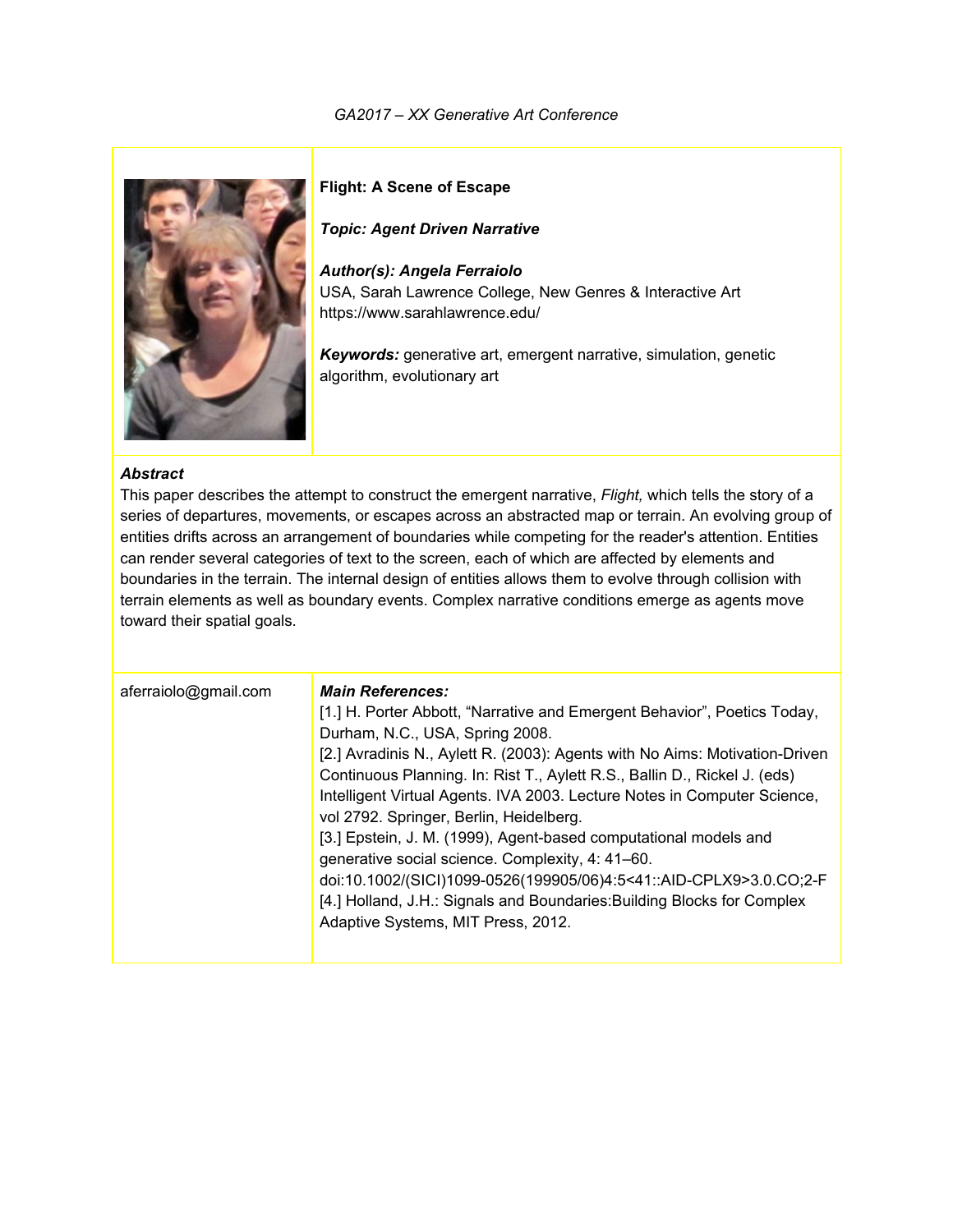**Flight: A Scene of Escape**

***Topic: Agent Driven Narrative***

***Author(s): Angela Ferraiolo***
USA, Sarah Lawrence College, New Genres & Interactive Art
https://www.sarahlawrence.edu/

***Keywords:*** generative art, emergent narrative, simulation, genetic algorithm, evolutionary art

***Abstract***

This paper describes the attempt to construct the emergent narrative, *Flight,* which tells the story of a series of departures, movements, or escapes across an abstracted map or terrain. An evolving group of entities drifts across an arrangement of boundaries while competing for the reader's attention. Entities can render several categories of text to the screen, each of which are affected by elements and boundaries in the terrain. The internal design of entities allows them to evolve through collision with terrain elements as well as boundary events. Complex narrative conditions emerge as agents move toward their spatial goals.

aferraiolo@gmail.com

***Main References:***

[1.] H. Porter Abbott, "Narrative and Emergent Behavior", Poetics Today, Durham, N.C., USA, Spring 2008.
[2.] Avradinis N., Aylett R. (2003): Agents with No Aims: Motivation-Driven Continuous Planning. In: Rist T., Aylett R.S., Ballin D., Rickel J. (eds) Intelligent Virtual Agents. IVA 2003. Lecture Notes in Computer Science, vol 2792. Springer, Berlin, Heidelberg.
[3.] Epstein, J. M. (1999), Agent-based computational models and generative social science. Complexity, 4: 41–60. doi:10.1002/(SICI)1099-0526(199905/06)4:5<41::AID-CPLX9>3.0.CO;2-F
[4.] Holland, J.H.: Signals and Boundaries:Building Blocks for Complex Adaptive Systems, MIT Press, 2012.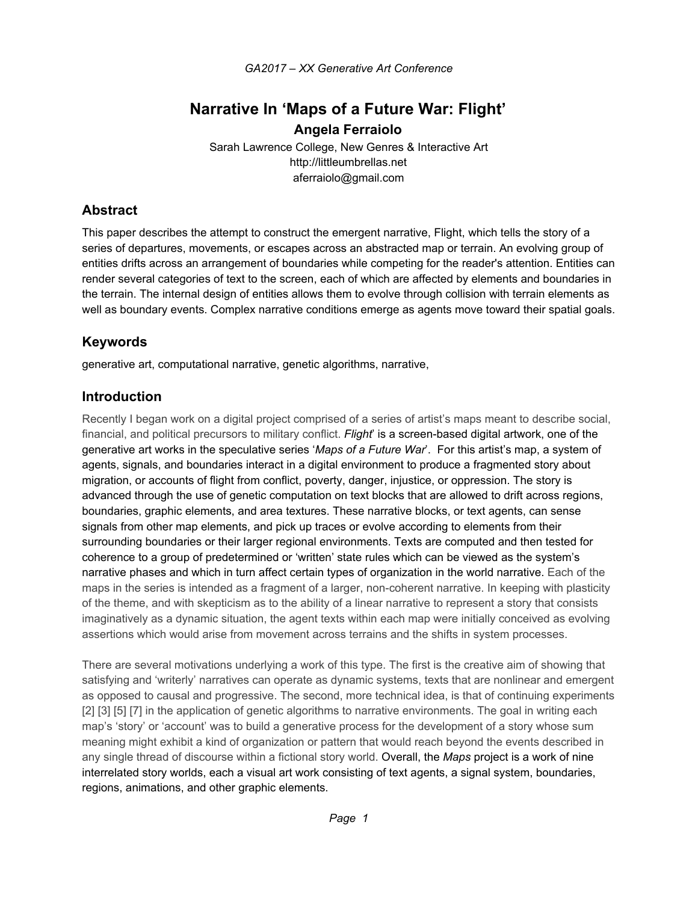# Narrative In 'Maps of a Future War: Flight'

**Angela Ferraiolo**

Sarah Lawrence College, New Genres & Interactive Art
http://littleumbrellas.net
aferraiolo@gmail.com

## Abstract

This paper describes the attempt to construct the emergent narrative, Flight, which tells the story of a series of departures, movements, or escapes across an abstracted map or terrain. An evolving group of entities drifts across an arrangement of boundaries while competing for the reader's attention. Entities can render several categories of text to the screen, each of which are affected by elements and boundaries in the terrain. The internal design of entities allows them to evolve through collision with terrain elements as well as boundary events. Complex narrative conditions emerge as agents move toward their spatial goals.

## Keywords

generative art, computational narrative, genetic algorithms, narrative,

## Introduction

Recently I began work on a digital project comprised of a series of artist's maps meant to describe social, financial, and political precursors to military conflict. *Flight*' is a screen-based digital artwork, one of the generative art works in the speculative series '*Maps of a Future War*'. For this artist's map, a system of agents, signals, and boundaries interact in a digital environment to produce a fragmented story about migration, or accounts of flight from conflict, poverty, danger, injustice, or oppression. The story is advanced through the use of genetic computation on text blocks that are allowed to drift across regions, boundaries, graphic elements, and area textures. These narrative blocks, or text agents, can sense signals from other map elements, and pick up traces or evolve according to elements from their surrounding boundaries or their larger regional environments. Texts are computed and then tested for coherence to a group of predetermined or 'written' state rules which can be viewed as the system's narrative phases and which in turn affect certain types of organization in the world narrative. Each of the maps in the series is intended as a fragment of a larger, non-coherent narrative. In keeping with plasticity of the theme, and with skepticism as to the ability of a linear narrative to represent a story that consists imaginatively as a dynamic situation, the agent texts within each map were initially conceived as evolving assertions which would arise from movement across terrains and the shifts in system processes.

There are several motivations underlying a work of this type. The first is the creative aim of showing that satisfying and 'writerly' narratives can operate as dynamic systems, texts that are nonlinear and emergent as opposed to causal and progressive. The second, more technical idea, is that of continuing experiments [2] [3] [5] [7] in the application of genetic algorithms to narrative environments. The goal in writing each map's 'story' or 'account' was to build a generative process for the development of a story whose sum meaning might exhibit a kind of organization or pattern that would reach beyond the events described in any single thread of discourse within a fictional story world. Overall, the *Maps* project is a work of nine interrelated story worlds, each a visual art work consisting of text agents, a signal system, boundaries, regions, animations, and other graphic elements.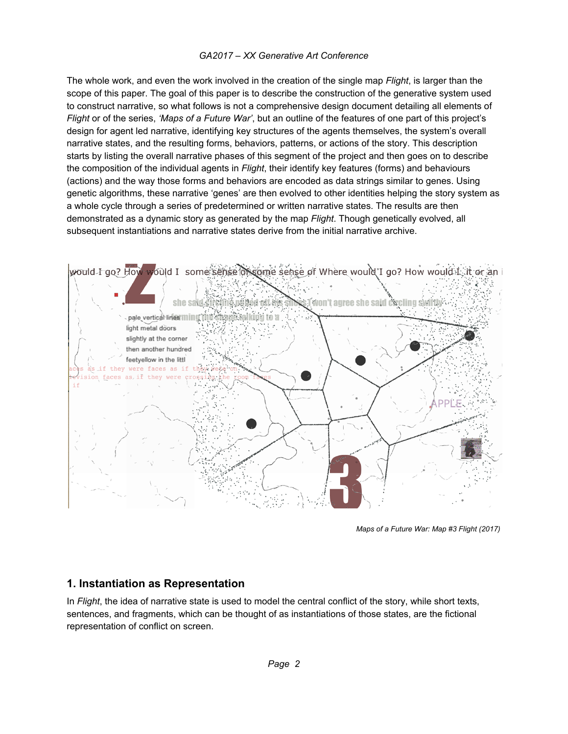The whole work, and even the work involved in the creation of the single map *Flight*, is larger than the scope of this paper. The goal of this paper is to describe the construction of the generative system used to construct narrative, so what follows is not a comprehensive design document detailing all elements of *Flight* or of the series, *'Maps of a Future War'*, but an outline of the features of one part of this project's design for agent led narrative, identifying key structures of the agents themselves, the system's overall narrative states, and the resulting forms, behaviors, patterns, or actions of the story. This description starts by listing the overall narrative phases of this segment of the project and then goes on to describe the composition of the individual agents in *Flight*, their identify key features (forms) and behaviours (actions) and the way those forms and behaviors are encoded as data strings similar to genes. Using genetic algorithms, these narrative 'genes' are then evolved to other identities helping the story system as a whole cycle through a series of predetermined or written narrative states. The results are then demonstrated as a dynamic story as generated by the map *Flight*. Though genetically evolved, all subsequent instantiations and narrative states derive from the initial narrative archive.

*Maps of a Future War: Map #3 Flight (2017)*

## 1. Instantiation as Representation

In *Flight*, the idea of narrative state is used to model the central conflict of the story, while short texts, sentences, and fragments, which can be thought of as instantiations of those states, are the fictional representation of conflict on screen.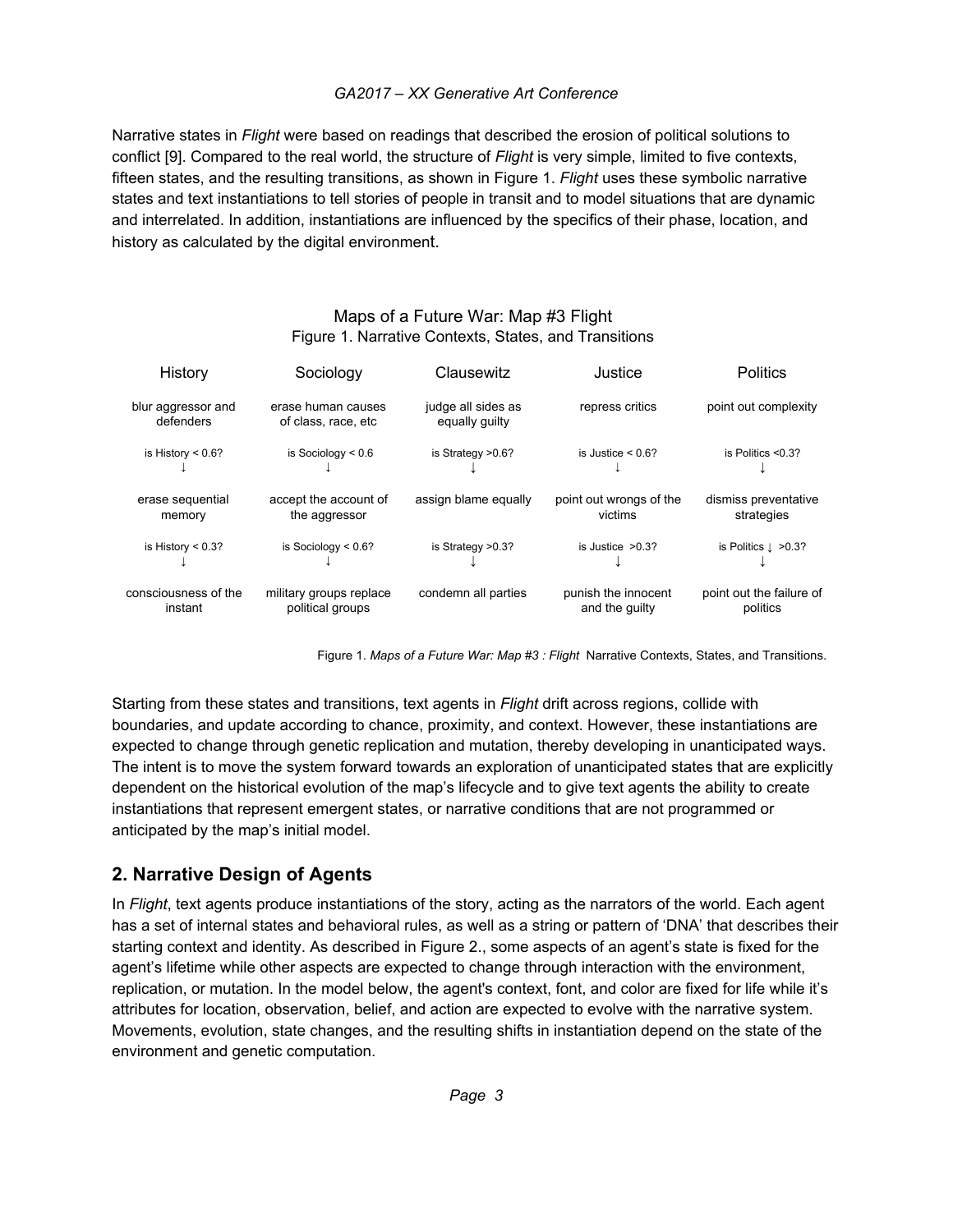Narrative states in *Flight* were based on readings that described the erosion of political solutions to conflict [9]. Compared to the real world, the structure of *Flight* is very simple, limited to five contexts, fifteen states, and the resulting transitions, as shown in Figure 1. *Flight* uses these symbolic narrative states and text instantiations to tell stories of people in transit and to model situations that are dynamic and interrelated. In addition, instantiations are influenced by the specifics of their phase, location, and history as calculated by the digital environment.

Maps of a Future War: Map #3 Flight
Figure 1. Narrative Contexts, States, and Transitions

| History | Sociology | Clausewitz | Justice | Politics |
|---|---|---|---|---|
| blur aggressor and defenders | erase human causes of class, race, etc | judge all sides as equally guilty | repress critics | point out complexity |
| is History < 0.6? ↓ | is Sociology < 0.6 ↓ | is Strategy >0.6? ↓ | is Justice < 0.6? ↓ | is Politics <0.3? ↓ |
| erase sequential memory | accept the account of the aggressor | assign blame equally | point out wrongs of the victims | dismiss preventative strategies |
| is History < 0.3? ↓ | is Sociology < 0.6? ↓ | is Strategy >0.3? ↓ | is Justice >0.3? ↓ | is Politics ↓ >0.3? ↓ |
| consciousness of the instant | military groups replace political groups | condemn all parties | punish the innocent and the guilty | point out the failure of politics |

Figure 1. *Maps of a Future War: Map #3 : Flight* Narrative Contexts, States, and Transitions.

Starting from these states and transitions, text agents in *Flight* drift across regions, collide with boundaries, and update according to chance, proximity, and context. However, these instantiations are expected to change through genetic replication and mutation, thereby developing in unanticipated ways. The intent is to move the system forward towards an exploration of unanticipated states that are explicitly dependent on the historical evolution of the map's lifecycle and to give text agents the ability to create instantiations that represent emergent states, or narrative conditions that are not programmed or anticipated by the map's initial model.

## 2. Narrative Design of Agents

In *Flight*, text agents produce instantiations of the story, acting as the narrators of the world. Each agent has a set of internal states and behavioral rules, as well as a string or pattern of 'DNA' that describes their starting context and identity. As described in Figure 2., some aspects of an agent's state is fixed for the agent's lifetime while other aspects are expected to change through interaction with the environment, replication, or mutation. In the model below, the agent's context, font, and color are fixed for life while it's attributes for location, observation, belief, and action are expected to evolve with the narrative system. Movements, evolution, state changes, and the resulting shifts in instantiation depend on the state of the environment and genetic computation.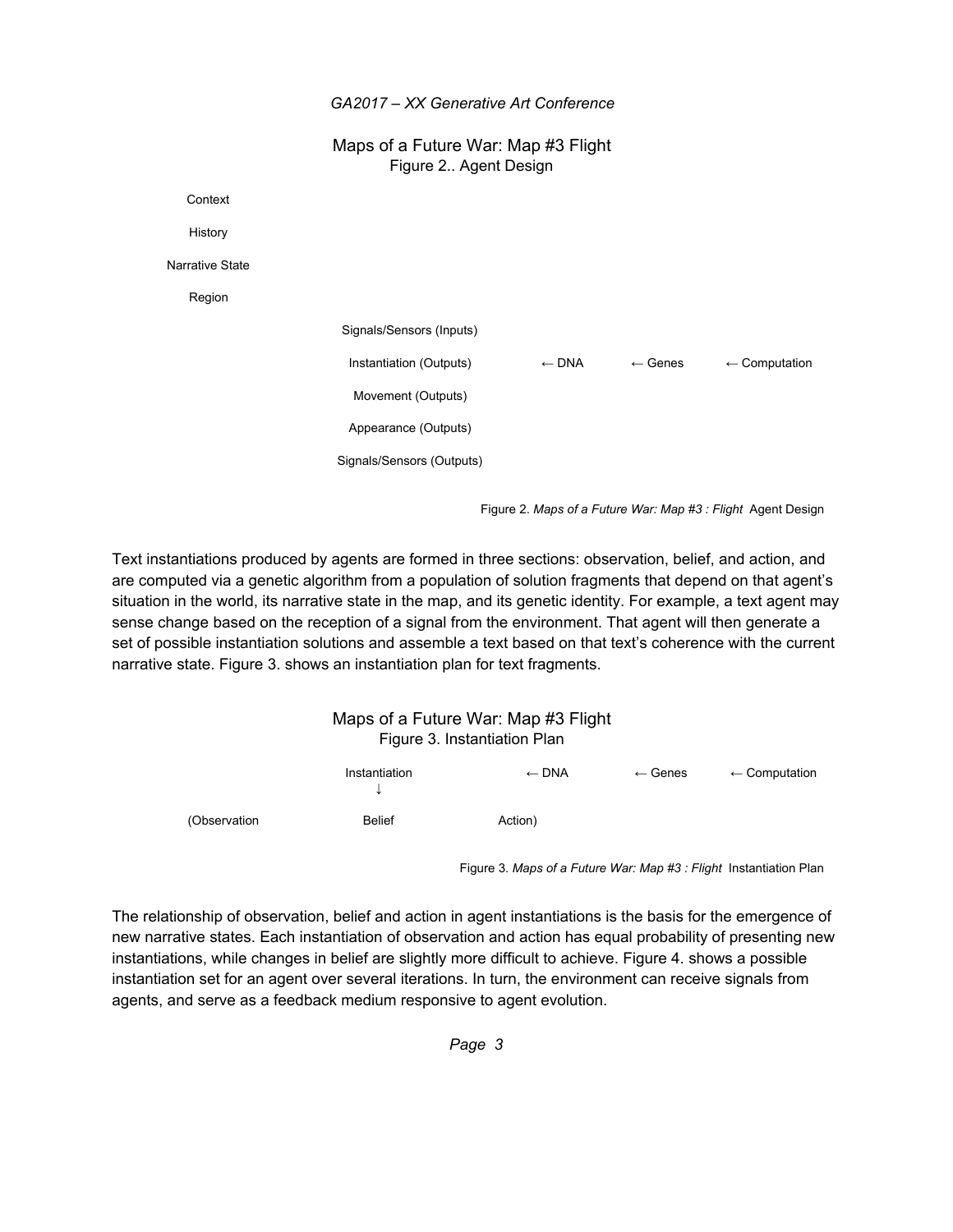Maps of a Future War: Map #3 Flight
Figure 2.. Agent Design

Context

History

Narrative State

Region

Signals/Sensors (Inputs)

Instantiation (Outputs) ← DNA ← Genes ← Computation

Movement (Outputs)

Appearance (Outputs)

Signals/Sensors (Outputs)

Figure 2. *Maps of a Future War: Map #3 : Flight* Agent Design

Text instantiations produced by agents are formed in three sections: observation, belief, and action, and are computed via a genetic algorithm from a population of solution fragments that depend on that agent's situation in the world, its narrative state in the map, and its genetic identity. For example, a text agent may sense change based on the reception of a signal from the environment. That agent will then generate a set of possible instantiation solutions and assemble a text based on that text's coherence with the current narrative state. Figure 3. shows an instantiation plan for text fragments.

Maps of a Future War: Map #3 Flight
Figure 3. Instantiation Plan

Instantiation ← DNA ← Genes ← Computation

↓

(Observation Belief Action)

Figure 3. *Maps of a Future War: Map #3 : Flight* Instantiation Plan

The relationship of observation, belief and action in agent instantiations is the basis for the emergence of new narrative states. Each instantiation of observation and action has equal probability of presenting new instantiations, while changes in belief are slightly more difficult to achieve. Figure 4. shows a possible instantiation set for an agent over several iterations. In turn, the environment can receive signals from agents, and serve as a feedback medium responsive to agent evolution.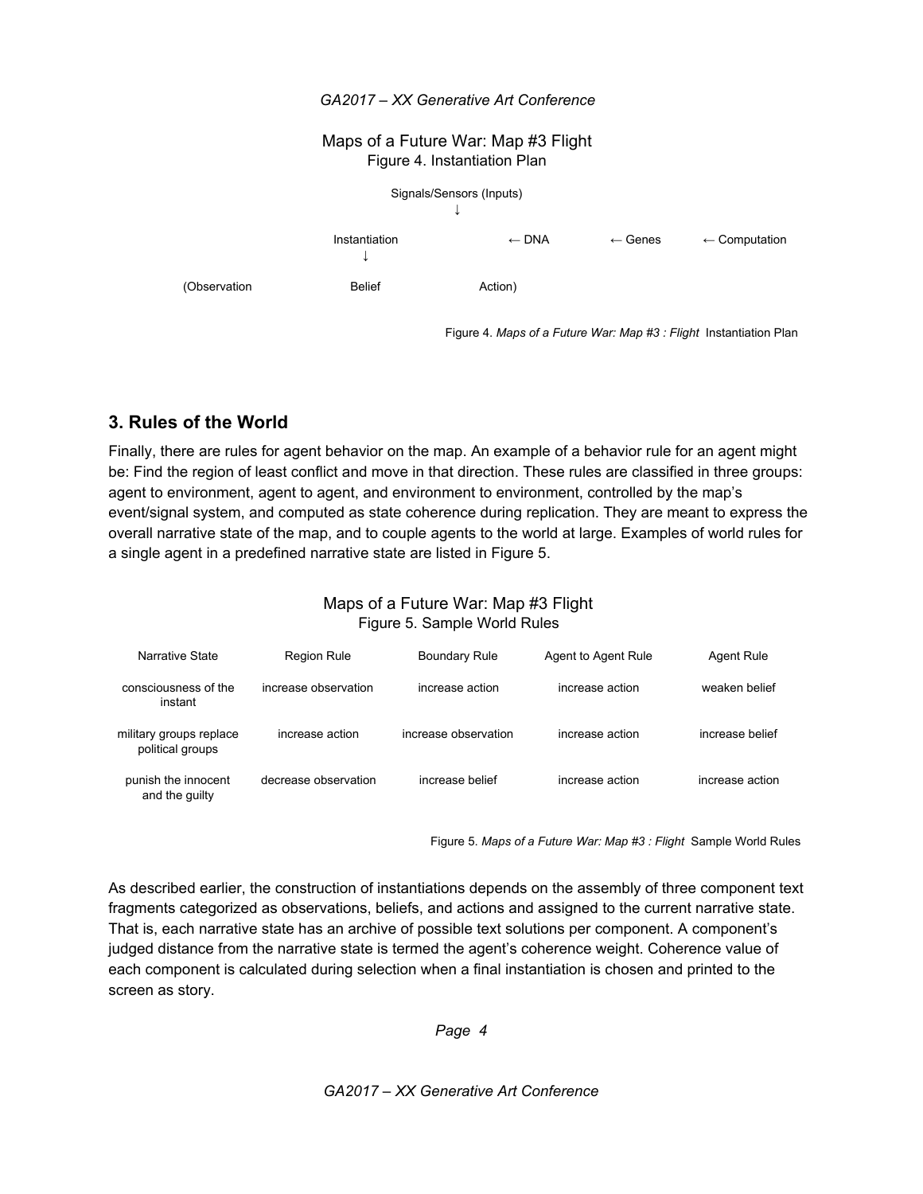Maps of a Future War: Map #3 Flight
Figure 4. Instantiation Plan

```
                              Signals/Sensors (Inputs)
                                        ↓
                  Instantiation                ← DNA        ← Genes        ← Computation
                        ↓
(Observation            Belief            Action)
```

Figure 4. *Maps of a Future War: Map #3 : Flight* Instantiation Plan

## 3. Rules of the World

Finally, there are rules for agent behavior on the map. An example of a behavior rule for an agent might be: Find the region of least conflict and move in that direction. These rules are classified in three groups: agent to environment, agent to agent, and environment to environment, controlled by the map's event/signal system, and computed as state coherence during replication. They are meant to express the overall narrative state of the map, and to couple agents to the world at large. Examples of world rules for a single agent in a predefined narrative state are listed in Figure 5.

Maps of a Future War: Map #3 Flight
Figure 5. Sample World Rules

| Narrative State | Region Rule | Boundary Rule | Agent to Agent Rule | Agent Rule |
|---|---|---|---|---|
| consciousness of the instant | increase observation | increase action | increase action | weaken belief |
| military groups replace political groups | increase action | increase observation | increase action | increase belief |
| punish the innocent and the guilty | decrease observation | increase belief | increase action | increase action |

Figure 5. *Maps of a Future War: Map #3 : Flight* Sample World Rules

As described earlier, the construction of instantiations depends on the assembly of three component text fragments categorized as observations, beliefs, and actions and assigned to the current narrative state. That is, each narrative state has an archive of possible text solutions per component. A component's judged distance from the narrative state is termed the agent's coherence weight. Coherence value of each component is calculated during selection when a final instantiation is chosen and printed to the screen as story.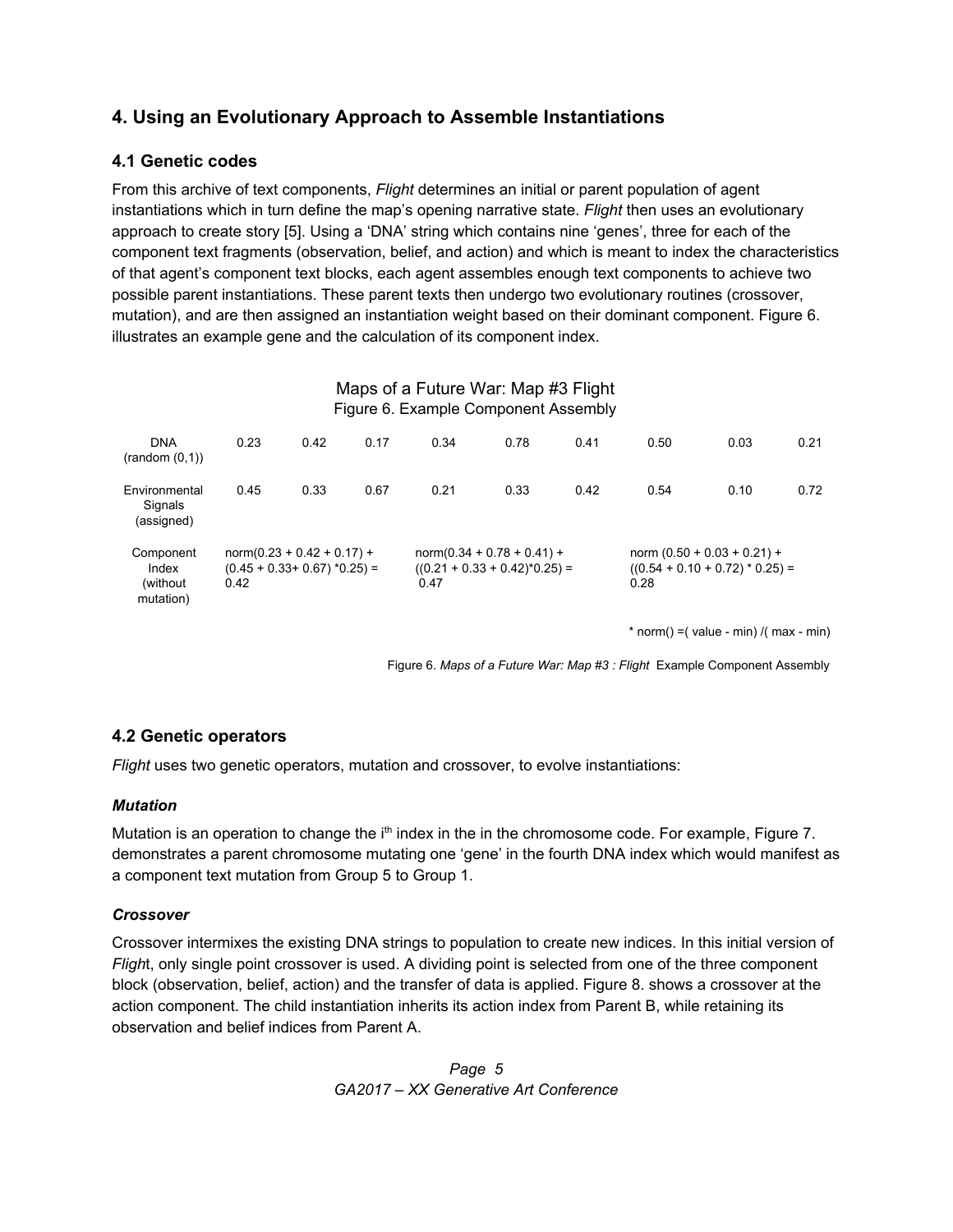## 4. Using an Evolutionary Approach to Assemble Instantiations

### 4.1 Genetic codes

From this archive of text components, *Flight* determines an initial or parent population of agent instantiations which in turn define the map's opening narrative state. *Flight* then uses an evolutionary approach to create story [5]. Using a 'DNA' string which contains nine 'genes', three for each of the component text fragments (observation, belief, and action) and which is meant to index the characteristics of that agent's component text blocks, each agent assembles enough text components to achieve two possible parent instantiations. These parent texts then undergo two evolutionary routines (crossover, mutation), and are then assigned an instantiation weight based on their dominant component. Figure 6. illustrates an example gene and the calculation of its component index.

Maps of a Future War: Map #3 Flight
Figure 6. Example Component Assembly

| | | | | | | | | | |
|---|---|---|---|---|---|---|---|---|---|
| DNA (random (0,1)) | 0.23 | 0.42 | 0.17 | 0.34 | 0.78 | 0.41 | 0.50 | 0.03 | 0.21 |
| Environmental Signals (assigned) | 0.45 | 0.33 | 0.67 | 0.21 | 0.33 | 0.42 | 0.54 | 0.10 | 0.72 |
| Component Index (without mutation) | norm(0.23 + 0.42 + 0.17) + (0.45 + 0.33+ 0.67) *0.25) = 0.42 | | | norm(0.34 + 0.78 + 0.41) + ((0.21 + 0.33 + 0.42)*0.25) = 0.47 | | | norm (0.50 + 0.03 + 0.21) + ((0.54 + 0.10 + 0.72) * 0.25) = 0.28 | | |

* norm() =( value - min) /( max - min)

Figure 6. *Maps of a Future War: Map #3 : Flight* Example Component Assembly

### 4.2 Genetic operators

*Flight* uses two genetic operators, mutation and crossover, to evolve instantiations:

#### *Mutation*

Mutation is an operation to change the $i^{th}$ index in the in the chromosome code. For example, Figure 7. demonstrates a parent chromosome mutating one 'gene' in the fourth DNA index which would manifest as a component text mutation from Group 5 to Group 1.

#### *Crossover*

Crossover intermixes the existing DNA strings to population to create new indices. In this initial version of *Flight*, only single point crossover is used. A dividing point is selected from one of the three component block (observation, belief, action) and the transfer of data is applied. Figure 8. shows a crossover at the action component. The child instantiation inherits its action index from Parent B, while retaining its observation and belief indices from Parent A.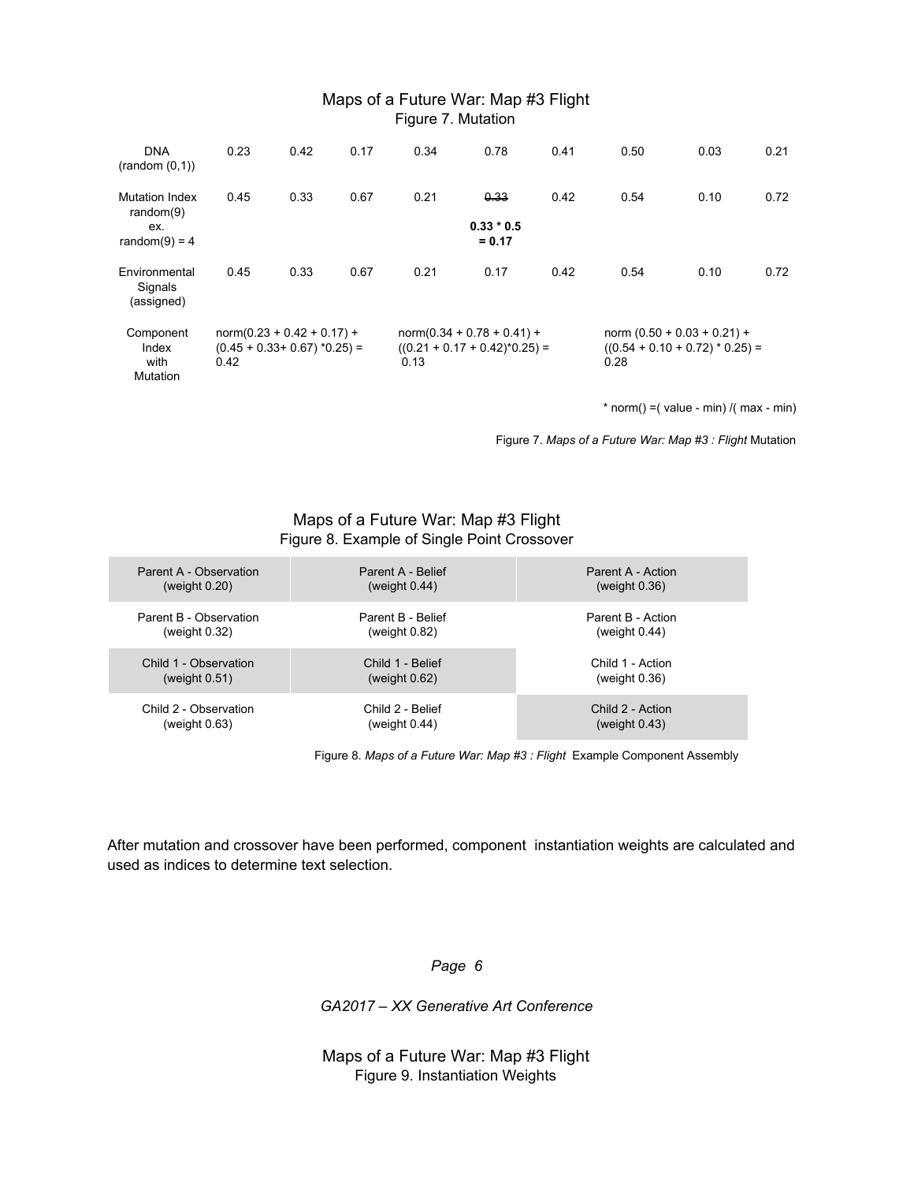Maps of a Future War: Map #3 Flight
Figure 7. Mutation

| | | | | | | | | | |
|---|---|---|---|---|---|---|---|---|---|
| DNA (random (0,1)) | 0.23 | 0.42 | 0.17 | 0.34 | 0.78 | 0.41 | 0.50 | 0.03 | 0.21 |
| Mutation Index random(9) ex. random(9) = 4 | 0.45 | 0.33 | 0.67 | 0.21 | ~~0.33~~ **0.33 * 0.5 = 0.17** | 0.42 | 0.54 | 0.10 | 0.72 |
| Environmental Signals (assigned) | 0.45 | 0.33 | 0.67 | 0.21 | 0.17 | 0.42 | 0.54 | 0.10 | 0.72 |
| Component Index with Mutation | norm(0.23 + 0.42 + 0.17) + (0.45 + 0.33+ 0.67) *0.25) = 0.42 | | | norm(0.34 + 0.78 + 0.41) + ((0.21 + 0.17 + 0.42)*0.25) = 0.13 | | | norm (0.50 + 0.03 + 0.21) + ((0.54 + 0.10 + 0.72) * 0.25) = 0.28 | | |

* norm() =( value - min) /( max - min)

Figure 7. *Maps of a Future War: Map #3 : Flight* Mutation

Maps of a Future War: Map #3 Flight
Figure 8. Example of Single Point Crossover

| | | |
|---|---|---|
| Parent A - Observation (weight 0.20) | Parent A - Belief (weight 0.44) | Parent A - Action (weight 0.36) |
| Parent B - Observation (weight 0.32) | Parent B - Belief (weight 0.82) | Parent B - Action (weight 0.44) |
| Child 1 - Observation (weight 0.51) | Child 1 - Belief (weight 0.62) | Child 1 - Action (weight 0.36) |
| Child 2 - Observation (weight 0.63) | Child 2 - Belief (weight 0.44) | Child 2 - Action (weight 0.43) |

Figure 8. *Maps of a Future War: Map #3 : Flight* Example Component Assembly

After mutation and crossover have been performed, component instantiation weights are calculated and used as indices to determine text selection.

Maps of a Future War: Map #3 Flight
Figure 9. Instantiation Weights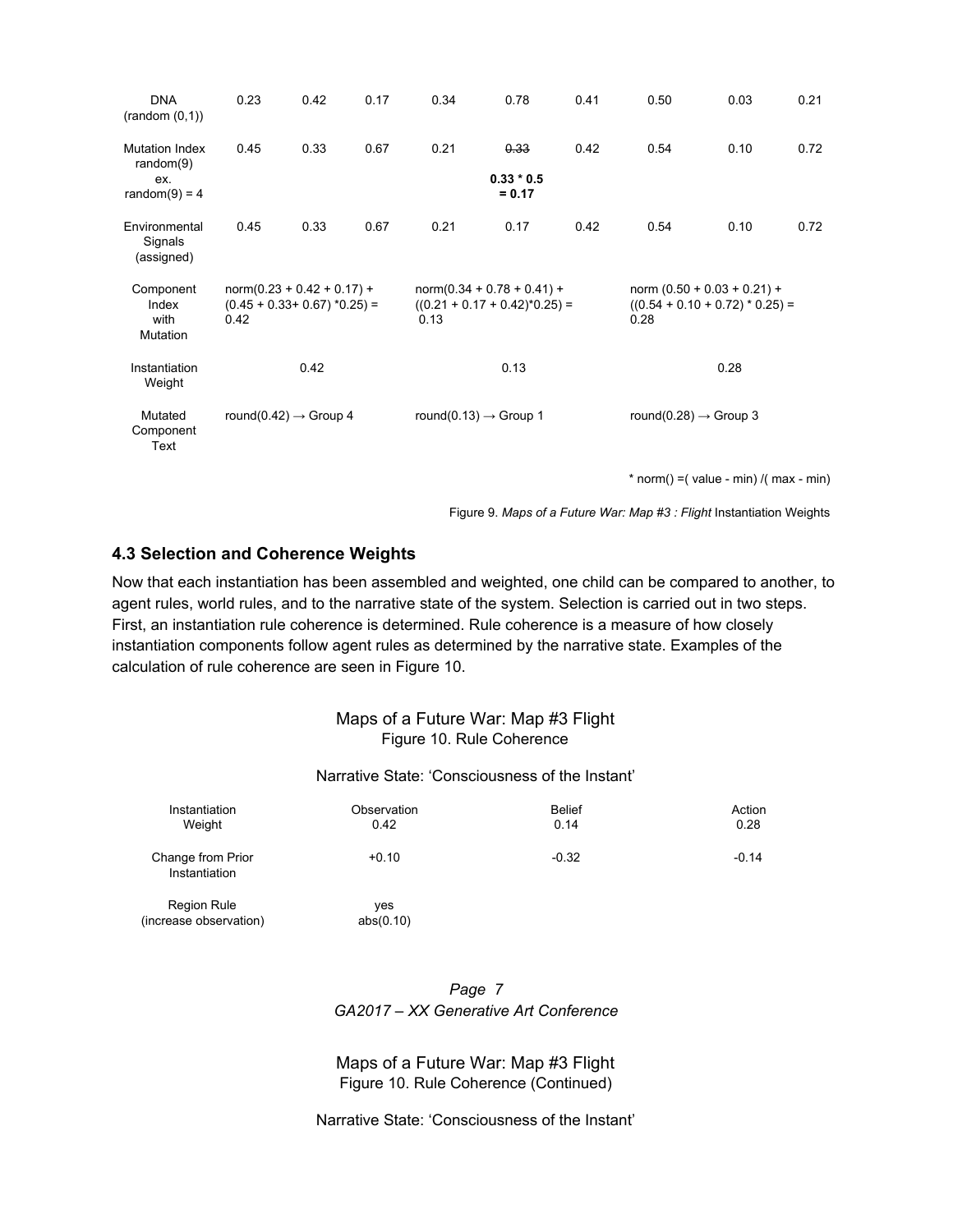| DNA (random (0,1)) | 0.23 | 0.42 | 0.17 | 0.34 | 0.78 | 0.41 | 0.50 | 0.03 | 0.21 |
|---|---|---|---|---|---|---|---|---|---|
| Mutation Index random(9) ex. random(9) = 4 | 0.45 | 0.33 | 0.67 | 0.21 | ~~0.33~~ **0.33 * 0.5 = 0.17** | 0.42 | 0.54 | 0.10 | 0.72 |
| Environmental Signals (assigned) | 0.45 | 0.33 | 0.67 | 0.21 | 0.17 | 0.42 | 0.54 | 0.10 | 0.72 |
| Component Index with Mutation | norm(0.23 + 0.42 + 0.17) + (0.45 + 0.33+ 0.67) *0.25) = 0.42 | | | norm(0.34 + 0.78 + 0.41) + ((0.21 + 0.17 + 0.42)*0.25) = 0.13 | | | norm (0.50 + 0.03 + 0.21) + ((0.54 + 0.10 + 0.72) * 0.25) = 0.28 | | |
| Instantiation Weight | 0.42 | | | 0.13 | | | 0.28 | | |
| Mutated Component Text | round(0.42) → Group 4 | | | round(0.13) → Group 1 | | | round(0.28) → Group 3 | | |

* norm() =( value - min) /( max - min)

Figure 9. *Maps of a Future War: Map #3 : Flight* Instantiation Weights

### 4.3 Selection and Coherence Weights

Now that each instantiation has been assembled and weighted, one child can be compared to another, to agent rules, world rules, and to the narrative state of the system. Selection is carried out in two steps. First, an instantiation rule coherence is determined. Rule coherence is a measure of how closely instantiation components follow agent rules as determined by the narrative state. Examples of the calculation of rule coherence are seen in Figure 10.

Maps of a Future War: Map #3 Flight
Figure 10. Rule Coherence

Narrative State: 'Consciousness of the Instant'

| Instantiation Weight | Observation 0.42 | Belief 0.14 | Action 0.28 |
|---|---|---|---|
| Change from Prior Instantiation | +0.10 | -0.32 | -0.14 |
| Region Rule (increase observation) | yes abs(0.10) | | |

Maps of a Future War: Map #3 Flight
Figure 10. Rule Coherence (Continued)

Narrative State: 'Consciousness of the Instant'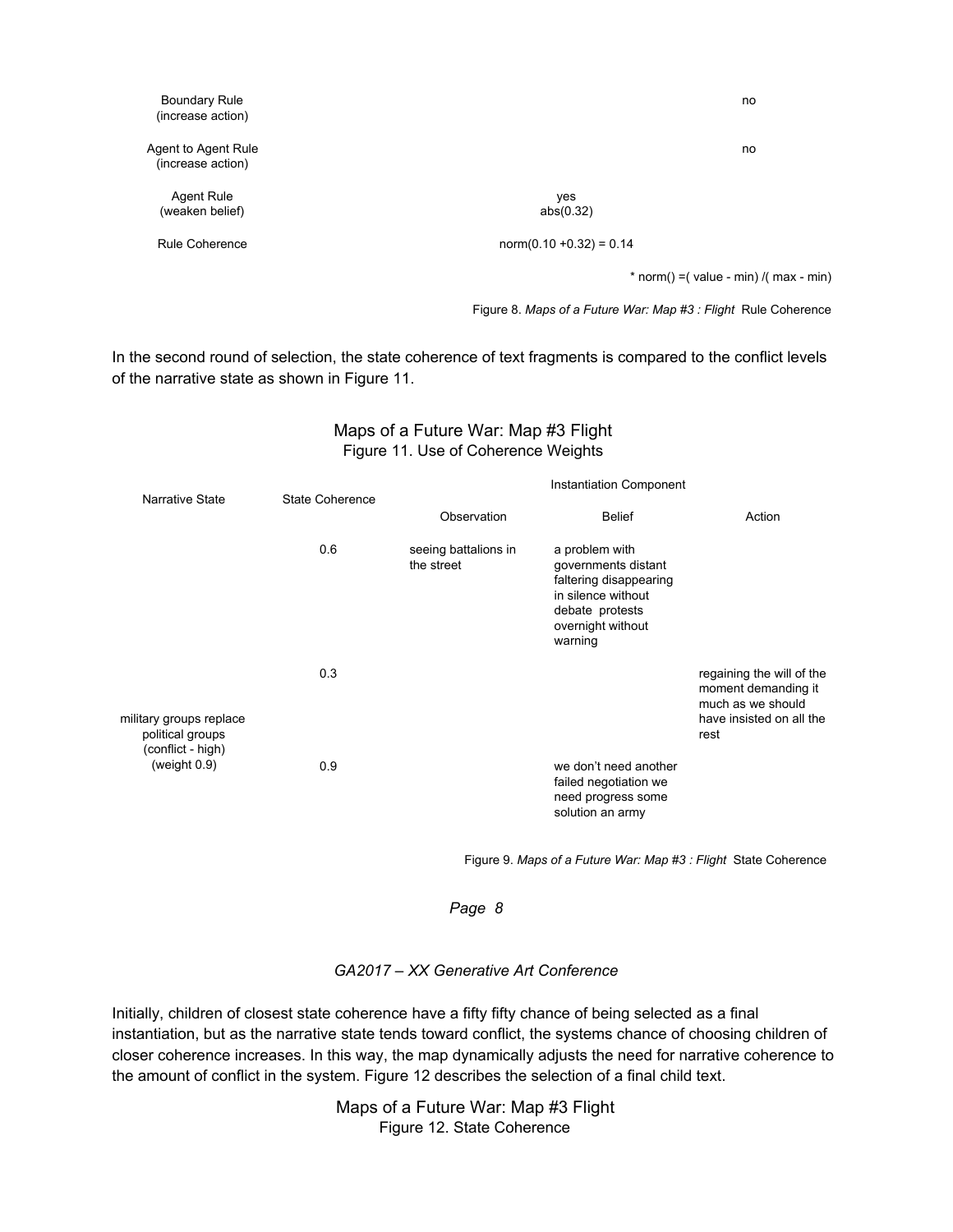| | | |
|---|---|---|
| Boundary Rule (increase action) | | no |
| Agent to Agent Rule (increase action) | | no |
| Agent Rule (weaken belief) | yes abs(0.32) | |
| Rule Coherence | norm(0.10 +0.32) = 0.14 | |

* norm() =( value - min) /( max - min)

Figure 8. *Maps of a Future War: Map #3 : Flight* Rule Coherence

In the second round of selection, the state coherence of text fragments is compared to the conflict levels of the narrative state as shown in Figure 11.

Maps of a Future War: Map #3 Flight
Figure 11. Use of Coherence Weights

| Narrative State | State Coherence | Instantiation Component | | |
|---|---|---|---|---|
| | | Observation | Belief | Action |
| military groups replace political groups (conflict - high) (weight 0.9) | 0.6 | seeing battalions in the street | a problem with governments distant faltering disappearing in silence without debate protests overnight without warning | |
| | 0.3 | | | regaining the will of the moment demanding it much as we should have insisted on all the rest |
| | 0.9 | | we don't need another failed negotiation we need progress some solution an army | |

Figure 9. *Maps of a Future War: Map #3 : Flight* State Coherence

Initially, children of closest state coherence have a fifty fifty chance of being selected as a final instantiation, but as the narrative state tends toward conflict, the systems chance of choosing children of closer coherence increases. In this way, the map dynamically adjusts the need for narrative coherence to the amount of conflict in the system. Figure 12 describes the selection of a final child text.

Maps of a Future War: Map #3 Flight
Figure 12. State Coherence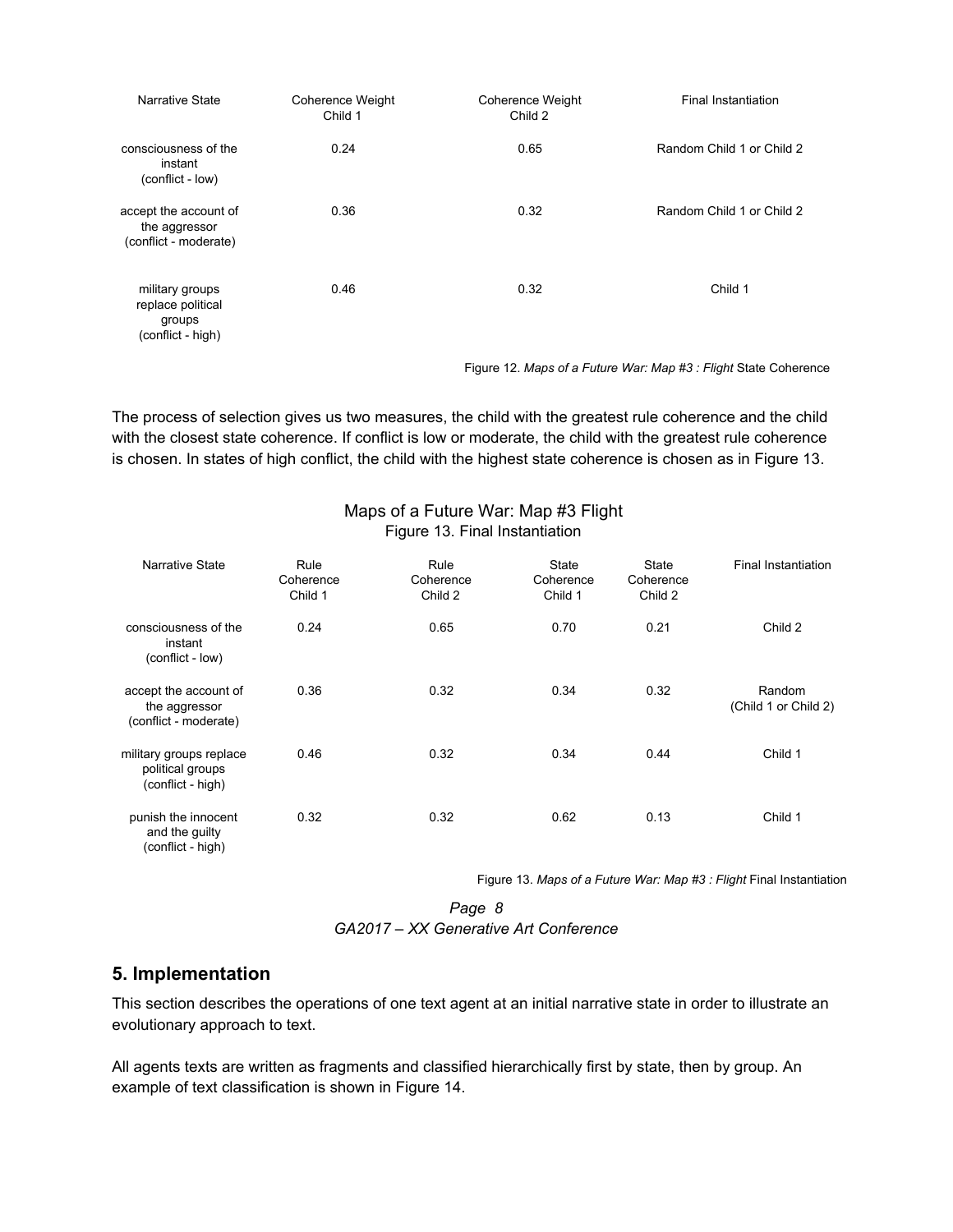| Narrative State | Coherence Weight Child 1 | Coherence Weight Child 2 | Final Instantiation |
|---|---|---|---|
| consciousness of the instant (conflict - low) | 0.24 | 0.65 | Random Child 1 or Child 2 |
| accept the account of the aggressor (conflict - moderate) | 0.36 | 0.32 | Random Child 1 or Child 2 |
| military groups replace political groups (conflict - high) | 0.46 | 0.32 | Child 1 |

Figure 12. *Maps of a Future War: Map #3 : Flight* State Coherence

The process of selection gives us two measures, the child with the greatest rule coherence and the child with the closest state coherence. If conflict is low or moderate, the child with the greatest rule coherence is chosen. In states of high conflict, the child with the highest state coherence is chosen as in Figure 13.

Maps of a Future War: Map #3 Flight
Figure 13. Final Instantiation

| Narrative State | Rule Coherence Child 1 | Rule Coherence Child 2 | State Coherence Child 1 | State Coherence Child 2 | Final Instantiation |
|---|---|---|---|---|---|
| consciousness of the instant (conflict - low) | 0.24 | 0.65 | 0.70 | 0.21 | Child 2 |
| accept the account of the aggressor (conflict - moderate) | 0.36 | 0.32 | 0.34 | 0.32 | Random (Child 1 or Child 2) |
| military groups replace political groups (conflict - high) | 0.46 | 0.32 | 0.34 | 0.44 | Child 1 |
| punish the innocent and the guilty (conflict - high) | 0.32 | 0.32 | 0.62 | 0.13 | Child 1 |

Figure 13. *Maps of a Future War: Map #3 : Flight* Final Instantiation

## 5. Implementation

This section describes the operations of one text agent at an initial narrative state in order to illustrate an evolutionary approach to text.

All agents texts are written as fragments and classified hierarchically first by state, then by group. An example of text classification is shown in Figure 14.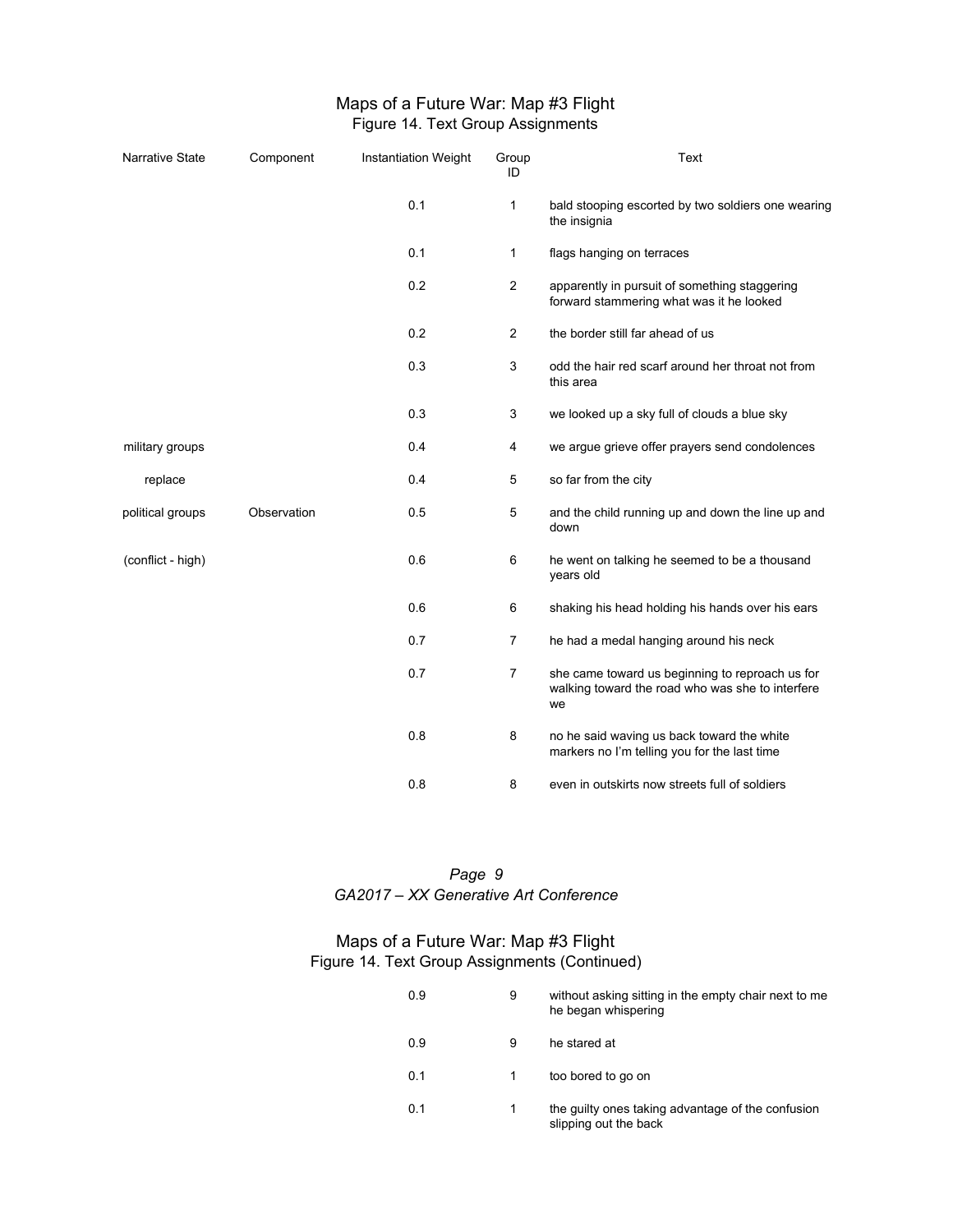## Maps of a Future War: Map #3 Flight

Figure 14. Text Group Assignments

| Narrative State | Component | Instantiation Weight | Group ID | Text |
|---|---|---|---|---|
| | | 0.1 | 1 | bald stooping escorted by two soldiers one wearing the insignia |
| | | 0.1 | 1 | flags hanging on terraces |
| | | 0.2 | 2 | apparently in pursuit of something staggering forward stammering what was it he looked |
| | | 0.2 | 2 | the border still far ahead of us |
| | | 0.3 | 3 | odd the hair red scarf around her throat not from this area |
| | | 0.3 | 3 | we looked up a sky full of clouds a blue sky |
| military groups | | 0.4 | 4 | we argue grieve offer prayers send condolences |
| replace | | 0.4 | 5 | so far from the city |
| political groups | Observation | 0.5 | 5 | and the child running up and down the line up and down |
| (conflict - high) | | 0.6 | 6 | he went on talking he seemed to be a thousand years old |
| | | 0.6 | 6 | shaking his head holding his hands over his ears |
| | | 0.7 | 7 | he had a medal hanging around his neck |
| | | 0.7 | 7 | she came toward us beginning to reproach us for walking toward the road who was she to interfere we |
| | | 0.8 | 8 | no he said waving us back toward the white markers no I'm telling you for the last time |
| | | 0.8 | 8 | even in outskirts now streets full of soldiers |

## Maps of a Future War: Map #3 Flight

Figure 14. Text Group Assignments (Continued)

| Narrative State | Component | Instantiation Weight | Group ID | Text |
|---|---|---|---|---|
| | | 0.9 | 9 | without asking sitting in the empty chair next to me he began whispering |
| | | 0.9 | 9 | he stared at |
| | | 0.1 | 1 | too bored to go on |
| | | 0.1 | 1 | the guilty ones taking advantage of the confusion slipping out the back |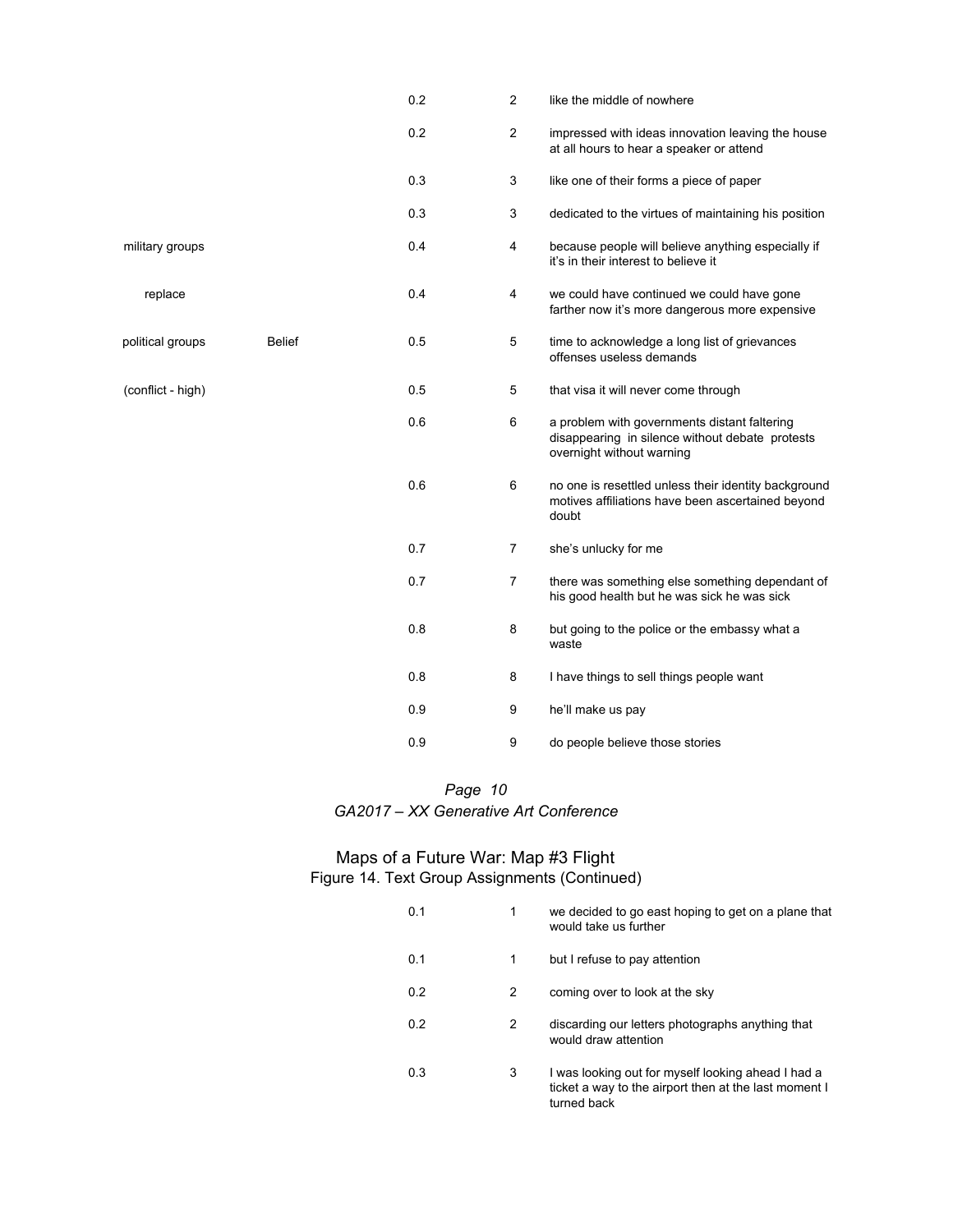| | | | | |
|---|---|---|---|---|
| | | 0.2 | 2 | like the middle of nowhere |
| | | 0.2 | 2 | impressed with ideas innovation leaving the house at all hours to hear a speaker or attend |
| | | 0.3 | 3 | like one of their forms a piece of paper |
| | | 0.3 | 3 | dedicated to the virtues of maintaining his position |
| military groups | | 0.4 | 4 | because people will believe anything especially if it's in their interest to believe it |
| replace | | 0.4 | 4 | we could have continued we could have gone farther now it's more dangerous more expensive |
| political groups | Belief | 0.5 | 5 | time to acknowledge a long list of grievances offenses useless demands |
| (conflict - high) | | 0.5 | 5 | that visa it will never come through |
| | | 0.6 | 6 | a problem with governments distant faltering disappearing in silence without debate protests overnight without warning |
| | | 0.6 | 6 | no one is resettled unless their identity background motives affiliations have been ascertained beyond doubt |
| | | 0.7 | 7 | she's unlucky for me |
| | | 0.7 | 7 | there was something else something dependant of his good health but he was sick he was sick |
| | | 0.8 | 8 | but going to the police or the embassy what a waste |
| | | 0.8 | 8 | I have things to sell things people want |
| | | 0.9 | 9 | he'll make us pay |
| | | 0.9 | 9 | do people believe those stories |

Maps of a Future War: Map #3 Flight

Figure 14. Text Group Assignments (Continued)

| | | | | |
|---|---|---|---|---|
| | | 0.1 | 1 | we decided to go east hoping to get on a plane that would take us further |
| | | 0.1 | 1 | but I refuse to pay attention |
| | | 0.2 | 2 | coming over to look at the sky |
| | | 0.2 | 2 | discarding our letters photographs anything that would draw attention |
| | | 0.3 | 3 | I was looking out for myself looking ahead I had a ticket a way to the airport then at the last moment I turned back |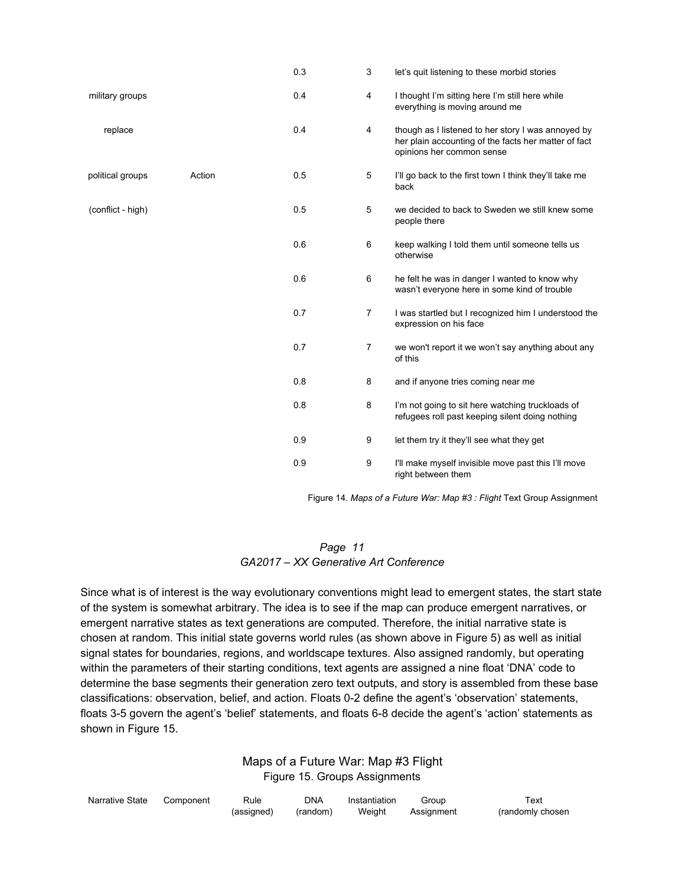| | | | | |
|---|---|---|---|---|
| | | 0.3 | 3 | let's quit listening to these morbid stories |
| military groups | | 0.4 | 4 | I thought I'm sitting here I'm still here while everything is moving around me |
| replace | | 0.4 | 4 | though as I listened to her story I was annoyed by her plain accounting of the facts her matter of fact opinions her common sense |
| political groups | Action | 0.5 | 5 | I'll go back to the first town I think they'll take me back |
| (conflict - high) | | 0.5 | 5 | we decided to back to Sweden we still knew some people there |
| | | 0.6 | 6 | keep walking I told them until someone tells us otherwise |
| | | 0.6 | 6 | he felt he was in danger I wanted to know why wasn't everyone here in some kind of trouble |
| | | 0.7 | 7 | I was startled but I recognized him I understood the expression on his face |
| | | 0.7 | 7 | we won't report it we won't say anything about any of this |
| | | 0.8 | 8 | and if anyone tries coming near me |
| | | 0.8 | 8 | I'm not going to sit here watching truckloads of refugees roll past keeping silent doing nothing |
| | | 0.9 | 9 | let them try it they'll see what they get |
| | | 0.9 | 9 | I'll make myself invisible move past this I'll move right between them |

Figure 14. *Maps of a Future War: Map #3 : Flight* Text Group Assignment

Since what is of interest is the way evolutionary conventions might lead to emergent states, the start state of the system is somewhat arbitrary. The idea is to see if the map can produce emergent narratives, or emergent narrative states as text generations are computed. Therefore, the initial narrative state is chosen at random. This initial state governs world rules (as shown above in Figure 5) as well as initial signal states for boundaries, regions, and worldscape textures. Also assigned randomly, but operating within the parameters of their starting conditions, text agents are assigned a nine float 'DNA' code to determine the base segments their generation zero text outputs, and story is assembled from these base classifications: observation, belief, and action. Floats 0-2 define the agent's 'observation' statements, floats 3-5 govern the agent's 'belief' statements, and floats 6-8 decide the agent's 'action' statements as shown in Figure 15.

Maps of a Future War: Map #3 Flight
Figure 15. Groups Assignments

| Narrative State | Component | Rule (assigned) | DNA (random) | Instantiation Weight | Group Assignment | Text (randomly chosen |
|---|---|---|---|---|---|---|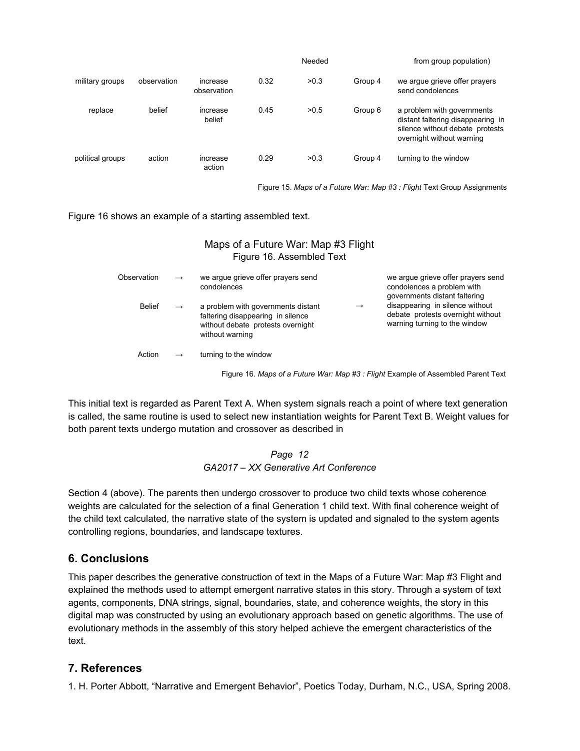| | | | | Needed | | from group population) |
|---|---|---|---|---|---|---|
| military groups | observation | increase observation | 0.32 | >0.3 | Group 4 | we argue grieve offer prayers send condolences |
| replace | belief | increase belief | 0.45 | >0.5 | Group 6 | a problem with governments distant faltering disappearing in silence without debate protests overnight without warning |
| political groups | action | increase action | 0.29 | >0.3 | Group 4 | turning to the window |

Figure 15. *Maps of a Future War: Map #3 : Flight* Text Group Assignments

Figure 16 shows an example of a starting assembled text.

Maps of a Future War: Map #3 Flight
Figure 16. Assembled Text

| | | | | |
|---|---|---|---|---|
| Observation | → | we argue grieve offer prayers send condolences | → | we argue grieve offer prayers send condolences a problem with governments distant faltering disappearing in silence without debate protests overnight without warning turning to the window |
| Belief | → | a problem with governments distant faltering disappearing in silence without debate protests overnight without warning | | |
| Action | → | turning to the window | | |

Figure 16. *Maps of a Future War: Map #3 : Flight* Example of Assembled Parent Text

This initial text is regarded as Parent Text A. When system signals reach a point of where text generation is called, the same routine is used to select new instantiation weights for Parent Text B. Weight values for both parent texts undergo mutation and crossover as described in Section 4 (above). The parents then undergo crossover to produce two child texts whose coherence weights are calculated for the selection of a final Generation 1 child text. With final coherence weight of the child text calculated, the narrative state of the system is updated and signaled to the system agents controlling regions, boundaries, and landscape textures.

## 6. Conclusions

This paper describes the generative construction of text in the Maps of a Future War: Map #3 Flight and explained the methods used to attempt emergent narrative states in this story. Through a system of text agents, components, DNA strings, signal, boundaries, state, and coherence weights, the story in this digital map was constructed by using an evolutionary approach based on genetic algorithms. The use of evolutionary methods in the assembly of this story helped achieve the emergent characteristics of the text.

## 7. References

1. H. Porter Abbott, "Narrative and Emergent Behavior", Poetics Today, Durham, N.C., USA, Spring 2008.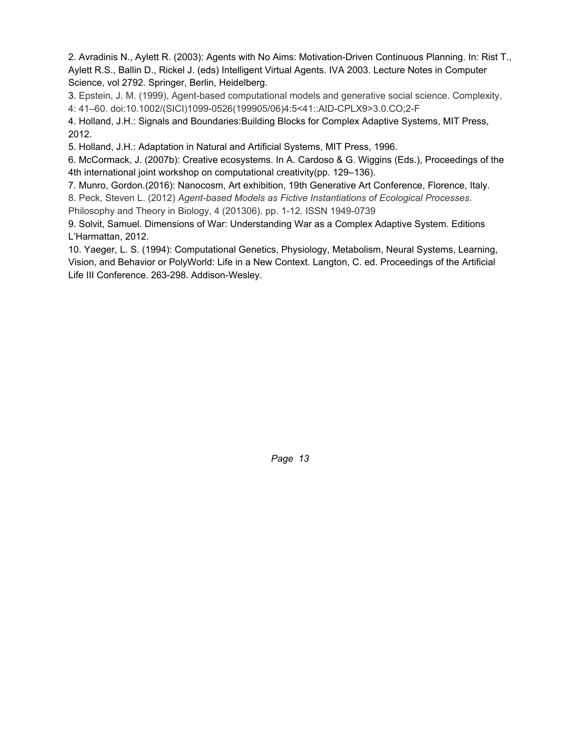2. Avradinis N., Aylett R. (2003): Agents with No Aims: Motivation-Driven Continuous Planning. In: Rist T., Aylett R.S., Ballin D., Rickel J. (eds) Intelligent Virtual Agents. IVA 2003. Lecture Notes in Computer Science, vol 2792. Springer, Berlin, Heidelberg.

3. Epstein, J. M. (1999), Agent-based computational models and generative social science. Complexity, 4: 41–60. doi:10.1002/(SICI)1099-0526(199905/06)4:5<41::AID-CPLX9>3.0.CO;2-F

4. Holland, J.H.: Signals and Boundaries:Building Blocks for Complex Adaptive Systems, MIT Press, 2012.

5. Holland, J.H.: Adaptation in Natural and Artificial Systems, MIT Press, 1996.

6. McCormack, J. (2007b): Creative ecosystems. In A. Cardoso & G. Wiggins (Eds.), Proceedings of the 4th international joint workshop on computational creativity(pp. 129–136).

7. Munro, Gordon.(2016): Nanocosm, Art exhibition, 19th Generative Art Conference, Florence, Italy.

8. Peck, Steven L. (2012) *Agent-based Models as Fictive Instantiations of Ecological Processes.* Philosophy and Theory in Biology, 4 (201306). pp. 1-12. ISSN 1949-0739

9. Solvit, Samuel. Dimensions of War: Understanding War as a Complex Adaptive System. Editions L'Harmattan, 2012.

10. Yaeger, L. S. (1994): Computational Genetics, Physiology, Metabolism, Neural Systems, Learning, Vision, and Behavior or PolyWorld: Life in a New Context. Langton, C. ed. Proceedings of the Artificial Life III Conference. 263-298. Addison-Wesley.